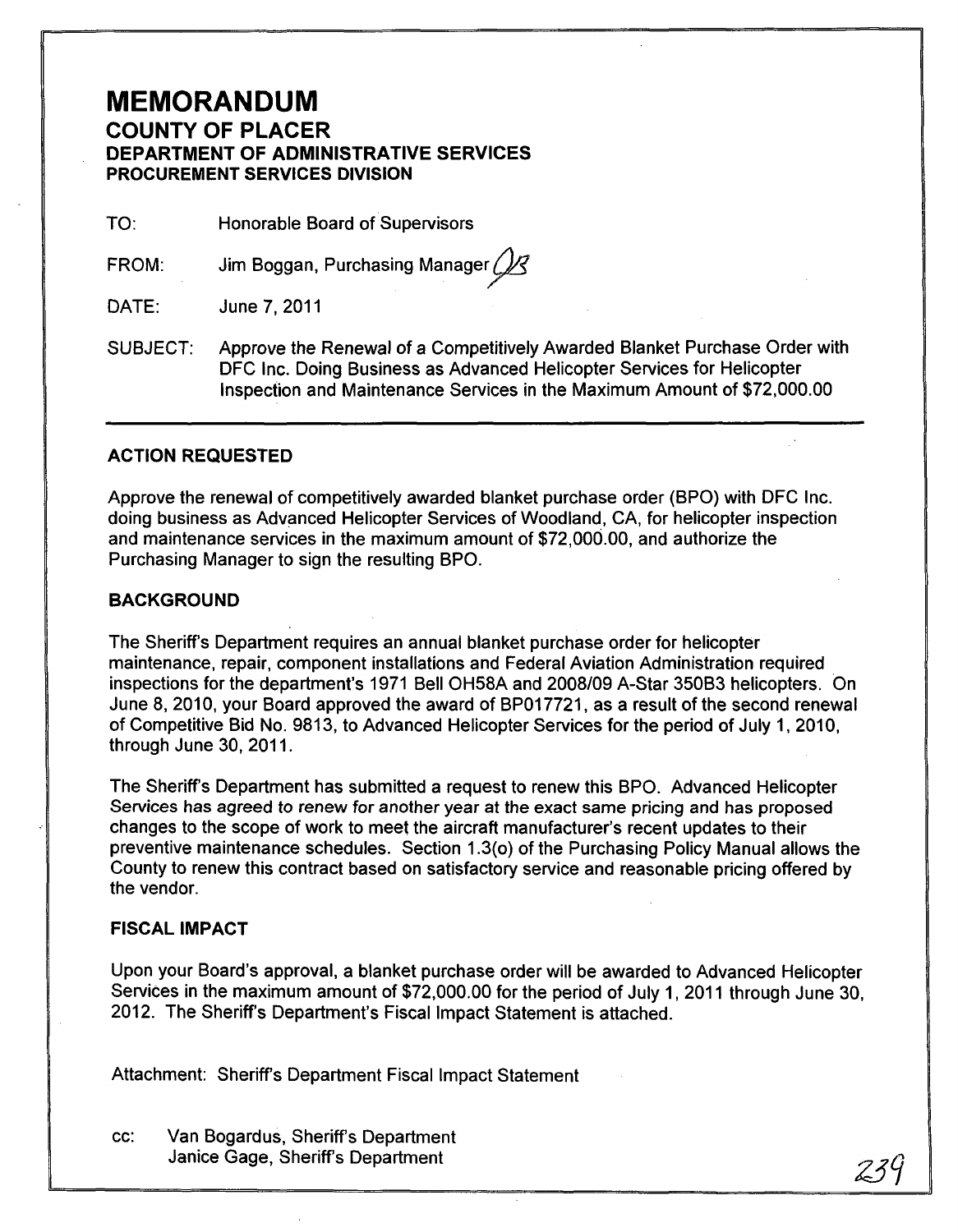# MEMORANDUM

## COUNTY OF PLACER

### DEPARTMENT OF ADMINISTRATIVE SERVICES
### PROCUREMENT SERVICES DIVISION

TO: Honorable Board of Supervisors

FROM: Jim Boggan, Purchasing Manager

DATE: June 7, 2011

SUBJECT: Approve the Renewal of a Competitively Awarded Blanket Purchase Order with DFC Inc. Doing Business as Advanced Helicopter Services for Helicopter Inspection and Maintenance Services in the Maximum Amount of $72,000.00

---

**ACTION REQUESTED**

Approve the renewal of competitively awarded blanket purchase order (BPO) with DFC Inc. doing business as Advanced Helicopter Services of Woodland, CA, for helicopter inspection and maintenance services in the maximum amount of $72,000.00, and authorize the Purchasing Manager to sign the resulting BPO.

**BACKGROUND**

The Sheriff's Department requires an annual blanket purchase order for helicopter maintenance, repair, component installations and Federal Aviation Administration required inspections for the department's 1971 Bell OH58A and 2008/09 A-Star 350B3 helicopters. On June 8, 2010, your Board approved the award of BP017721, as a result of the second renewal of Competitive Bid No. 9813, to Advanced Helicopter Services for the period of July 1, 2010, through June 30, 2011.

The Sheriff's Department has submitted a request to renew this BPO. Advanced Helicopter Services has agreed to renew for another year at the exact same pricing and has proposed changes to the scope of work to meet the aircraft manufacturer's recent updates to their preventive maintenance schedules. Section 1.3(o) of the Purchasing Policy Manual allows the County to renew this contract based on satisfactory service and reasonable pricing offered by the vendor.

**FISCAL IMPACT**

Upon your Board's approval, a blanket purchase order will be awarded to Advanced Helicopter Services in the maximum amount of $72,000.00 for the period of July 1, 2011 through June 30, 2012. The Sheriff's Department's Fiscal Impact Statement is attached.

Attachment: Sheriff's Department Fiscal Impact Statement

cc: Van Bogardus, Sheriff's Department
Janice Gage, Sheriff's Department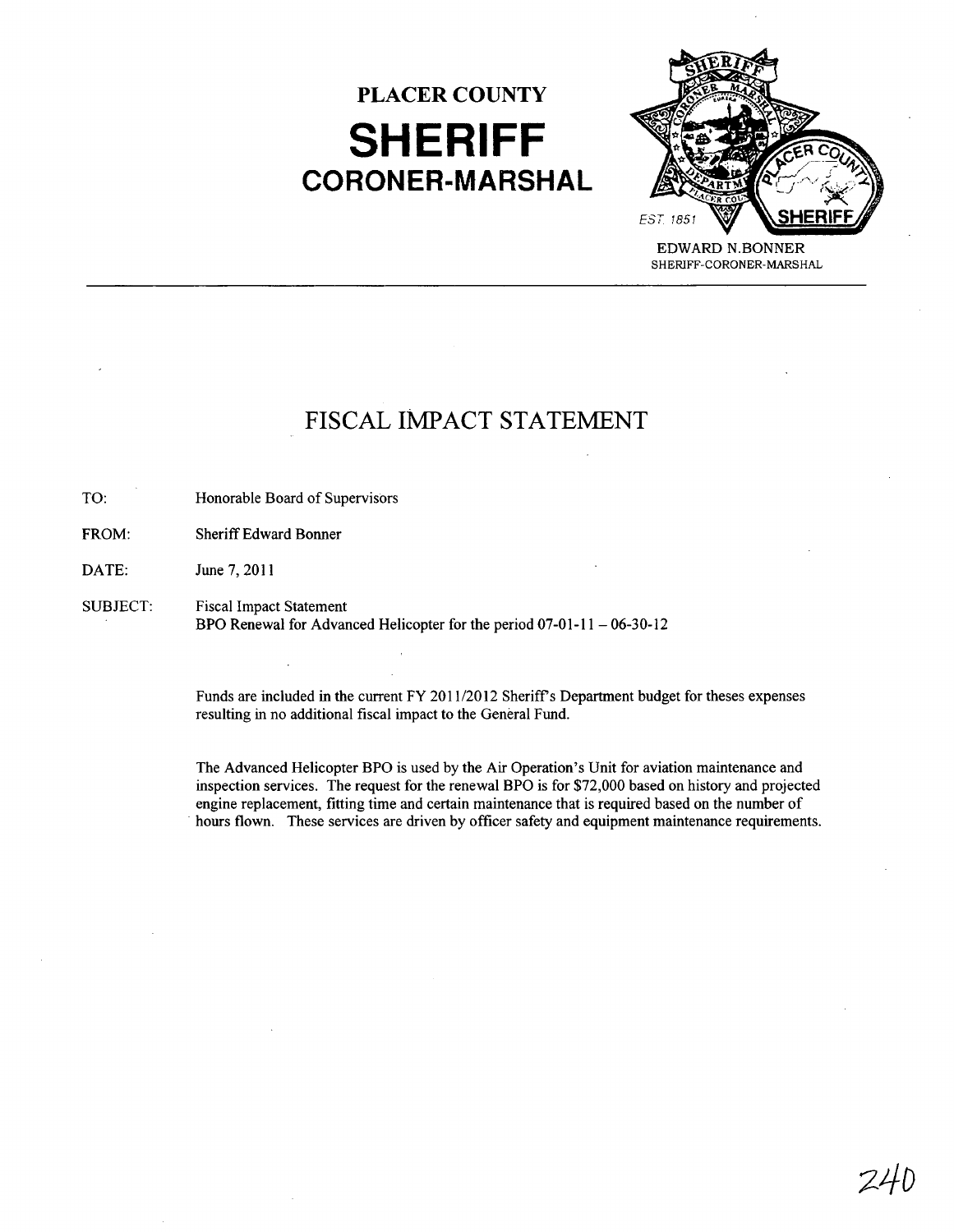# PLACER COUNTY

# SHERIFF

## CORONER-MARSHAL

EST. 1851

EDWARD N.BONNER
SHERIFF-CORONER-MARSHAL

---

## FISCAL IMPACT STATEMENT

TO: Honorable Board of Supervisors

FROM: Sheriff Edward Bonner

DATE: June 7, 2011

SUBJECT: Fiscal Impact Statement
BPO Renewal for Advanced Helicopter for the period 07-01-11 – 06-30-12

Funds are included in the current FY 2011/2012 Sheriff's Department budget for theses expenses resulting in no additional fiscal impact to the General Fund.

The Advanced Helicopter BPO is used by the Air Operation's Unit for aviation maintenance and inspection services. The request for the renewal BPO is for $72,000 based on history and projected engine replacement, fitting time and certain maintenance that is required based on the number of hours flown. These services are driven by officer safety and equipment maintenance requirements.